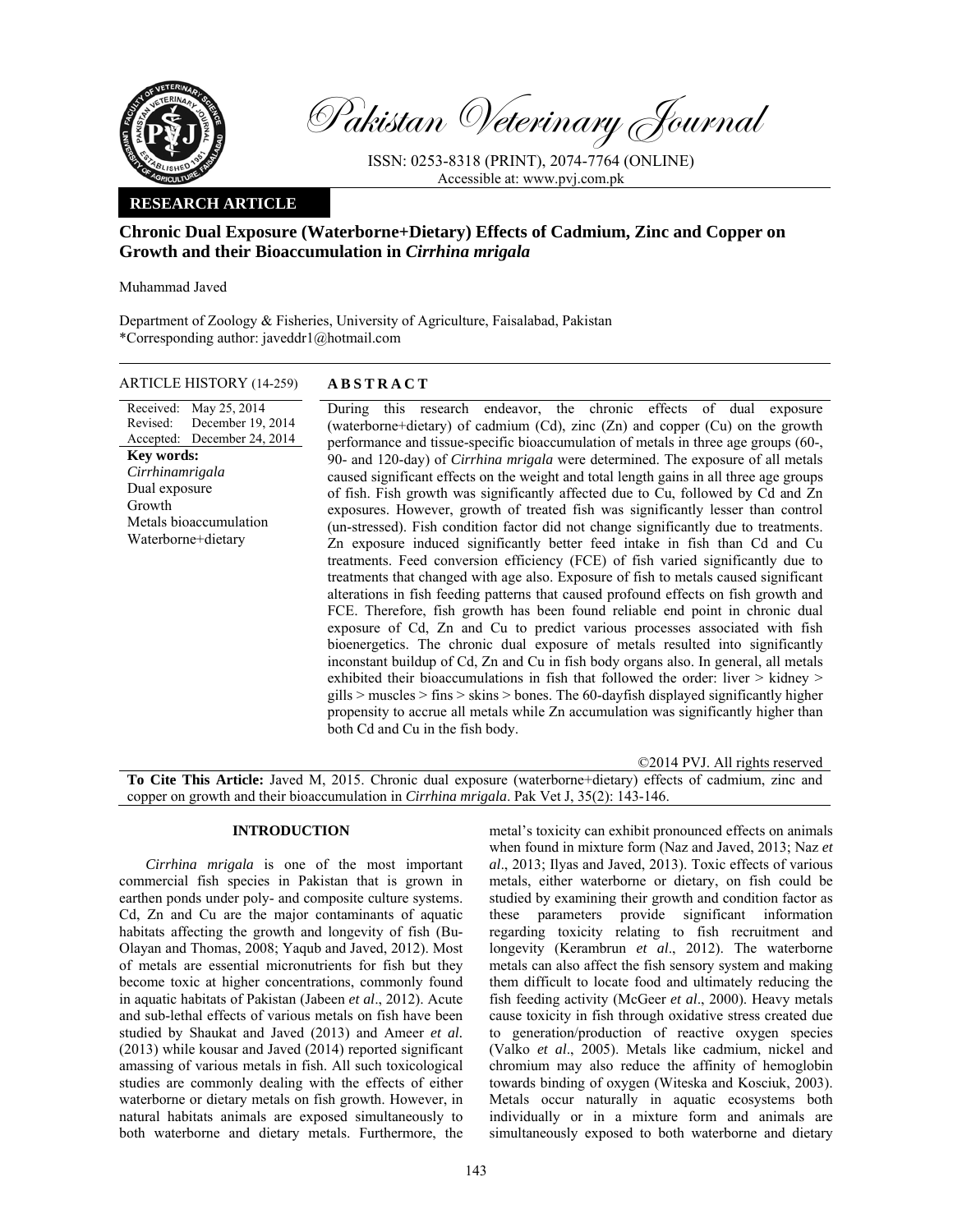**RESEARCH ARTICLE**

# Chronic Dual Exposure (Waterborne+Dietary) Effects of Cadmium, Zinc and Copper on Growth and their Bioaccumulation in *Cirrhina mrigala*

Muhammad Javed

Department of Zoology & Fisheries, University of Agriculture, Faisalabad, Pakistan
*Corresponding author: javeddr1@hotmail.com

ARTICLE HISTORY (14-259)

Received: May 25, 2014
Revised: December 19, 2014
Accepted: December 24, 2014

**Key words:**
*Cirrhinamrigala*
Dual exposure
Growth
Metals bioaccumulation
Waterborne+dietary

## ABSTRACT

During this research endeavor, the chronic effects of dual exposure (waterborne+dietary) of cadmium (Cd), zinc (Zn) and copper (Cu) on the growth performance and tissue-specific bioaccumulation of metals in three age groups (60-, 90- and 120-day) of *Cirrhina mrigala* were determined. The exposure of all metals caused significant effects on the weight and total length gains in all three age groups of fish. Fish growth was significantly affected due to Cu, followed by Cd and Zn exposures. However, growth of treated fish was significantly lesser than control (un-stressed). Fish condition factor did not change significantly due to treatments. Zn exposure induced significantly better feed intake in fish than Cd and Cu treatments. Feed conversion efficiency (FCE) of fish varied significantly due to treatments that changed with age also. Exposure of fish to metals caused significant alterations in fish feeding patterns that caused profound effects on fish growth and FCE. Therefore, fish growth has been found reliable end point in chronic dual exposure of Cd, Zn and Cu to predict various processes associated with fish bioenergetics. The chronic dual exposure of metals resulted into significantly inconstant buildup of Cd, Zn and Cu in fish body organs also. In general, all metals exhibited their bioaccumulations in fish that followed the order: liver > kidney > gills > muscles > fins > skins > bones. The 60-dayfish displayed significantly higher propensity to accrue all metals while Zn accumulation was significantly higher than both Cd and Cu in the fish body.

©2014 PVJ. All rights reserved

**To Cite This Article:** Javed M, 2015. Chronic dual exposure (waterborne+dietary) effects of cadmium, zinc and copper on growth and their bioaccumulation in *Cirrhina mrigala*. Pak Vet J, 35(2): 143-146.

## INTRODUCTION

*Cirrhina mrigala* is one of the most important commercial fish species in Pakistan that is grown in earthen ponds under poly- and composite culture systems. Cd, Zn and Cu are the major contaminants of aquatic habitats affecting the growth and longevity of fish (Bu-Olayan and Thomas, 2008; Yaqub and Javed, 2012). Most of metals are essential micronutrients for fish but they become toxic at higher concentrations, commonly found in aquatic habitats of Pakistan (Jabeen *et al*., 2012). Acute and sub-lethal effects of various metals on fish have been studied by Shaukat and Javed (2013) and Ameer *et al*. (2013) while kousar and Javed (2014) reported significant amassing of various metals in fish. All such toxicological studies are commonly dealing with the effects of either waterborne or dietary metals on fish growth. However, in natural habitats animals are exposed simultaneously to both waterborne and dietary metals. Furthermore, the metal's toxicity can exhibit pronounced effects on animals when found in mixture form (Naz and Javed, 2013; Naz *et al*., 2013; Ilyas and Javed, 2013). Toxic effects of various metals, either waterborne or dietary, on fish could be studied by examining their growth and condition factor as these parameters provide significant information regarding toxicity relating to fish recruitment and longevity (Kerambrun *et al*., 2012). The waterborne metals can also affect the fish sensory system and making them difficult to locate food and ultimately reducing the fish feeding activity (McGeer *et al*., 2000). Heavy metals cause toxicity in fish through oxidative stress created due to generation/production of reactive oxygen species (Valko *et al*., 2005). Metals like cadmium, nickel and chromium may also reduce the affinity of hemoglobin towards binding of oxygen (Witeska and Kosciuk, 2003). Metals occur naturally in aquatic ecosystems both individually or in a mixture form and animals are simultaneously exposed to both waterborne and dietary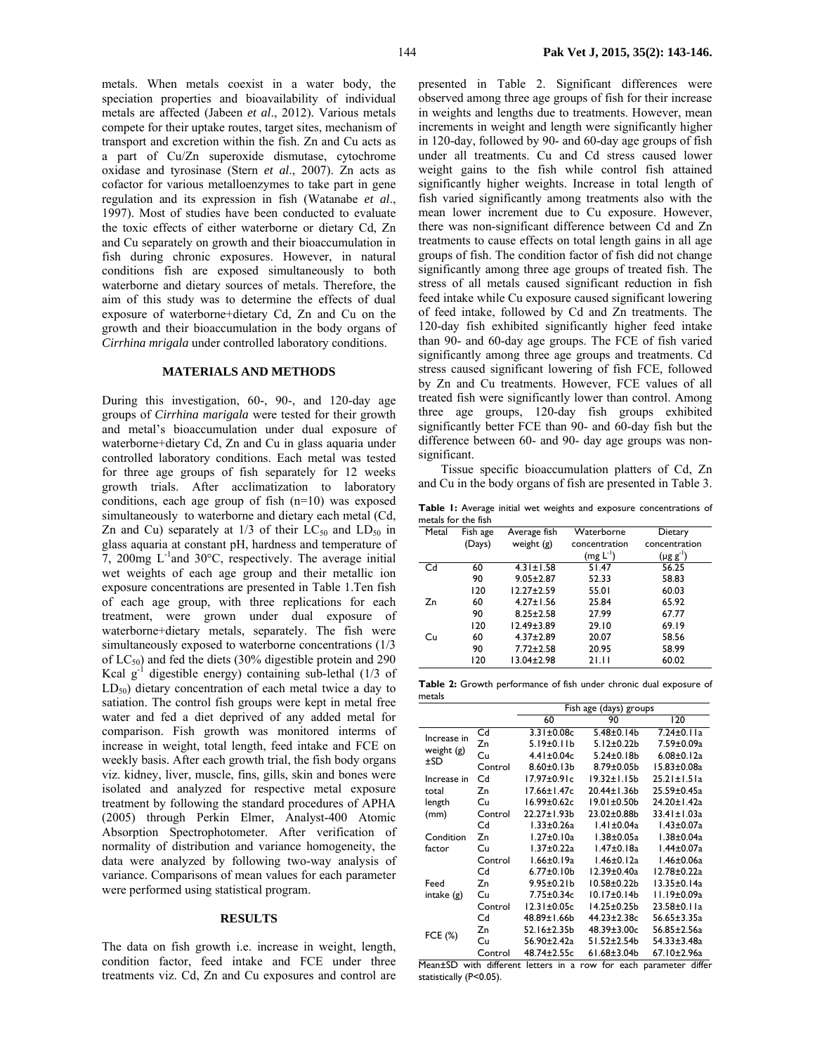metals. When metals coexist in a water body, the speciation properties and bioavailability of individual metals are affected (Jabeen *et al*., 2012). Various metals compete for their uptake routes, target sites, mechanism of transport and excretion within the fish. Zn and Cu acts as a part of Cu/Zn superoxide dismutase, cytochrome oxidase and tyrosinase (Stern *et al*., 2007). Zn acts as cofactor for various metalloenzymes to take part in gene regulation and its expression in fish (Watanabe *et al*., 1997). Most of studies have been conducted to evaluate the toxic effects of either waterborne or dietary Cd, Zn and Cu separately on growth and their bioaccumulation in fish during chronic exposures. However, in natural conditions fish are exposed simultaneously to both waterborne and dietary sources of metals. Therefore, the aim of this study was to determine the effects of dual exposure of waterborne+dietary Cd, Zn and Cu on the growth and their bioaccumulation in the body organs of *Cirrhina mrigala* under controlled laboratory conditions.

## MATERIALS AND METHODS

During this investigation, 60-, 90-, and 120-day age groups of *Cirrhina marigala* were tested for their growth and metal's bioaccumulation under dual exposure of waterborne+dietary Cd, Zn and Cu in glass aquaria under controlled laboratory conditions. Each metal was tested for three age groups of fish separately for 12 weeks growth trials. After acclimatization to laboratory conditions, each age group of fish (n=10) was exposed simultaneously to waterborne and dietary each metal (Cd, Zn and Cu) separately at 1/3 of their $LC_{50}$ and $LD_{50}$ in glass aquaria at constant pH, hardness and temperature of 7, 200mg $L^{-1}$and 30°C, respectively. The average initial wet weights of each age group and their metallic ion exposure concentrations are presented in Table 1.Ten fish of each age group, with three replications for each treatment, were grown under dual exposure of waterborne+dietary metals, separately. The fish were simultaneously exposed to waterborne concentrations (1/3 of $LC_{50}$) and fed the diets (30% digestible protein and 290 Kcal $g^{-1}$ digestible energy) containing sub-lethal (1/3 of $LD_{50}$) dietary concentration of each metal twice a day to satiation. The control fish groups were kept in metal free water and fed a diet deprived of any added metal for comparison. Fish growth was monitored interms of increase in weight, total length, feed intake and FCE on weekly basis. After each growth trial, the fish body organs viz. kidney, liver, muscle, fins, gills, skin and bones were isolated and analyzed for respective metal exposure treatment by following the standard procedures of APHA (2005) through Perkin Elmer, Analyst-400 Atomic Absorption Spectrophotometer. After verification of normality of distribution and variance homogeneity, the data were analyzed by following two-way analysis of variance. Comparisons of mean values for each parameter were performed using statistical program.

## RESULTS

The data on fish growth i.e. increase in weight, length, condition factor, feed intake and FCE under three treatments viz. Cd, Zn and Cu exposures and control are presented in Table 2. Significant differences were observed among three age groups of fish for their increase in weights and lengths due to treatments. However, mean increments in weight and length were significantly higher in 120-day, followed by 90- and 60-day age groups of fish under all treatments. Cu and Cd stress caused lower weight gains to the fish while control fish attained significantly higher weights. Increase in total length of fish varied significantly among treatments also with the mean lower increment due to Cu exposure. However, there was non-significant difference between Cd and Zn treatments to cause effects on total length gains in all age groups of fish. The condition factor of fish did not change significantly among three age groups of treated fish. The stress of all metals caused significant reduction in fish feed intake while Cu exposure caused significant lowering of feed intake, followed by Cd and Zn treatments. The 120-day fish exhibited significantly higher feed intake than 90- and 60-day age groups. The FCE of fish varied significantly among three age groups and treatments. Cd stress caused significant lowering of fish FCE, followed by Zn and Cu treatments. However, FCE values of all treated fish were significantly lower than control. Among three age groups, 120-day fish groups exhibited significantly better FCE than 90- and 60-day fish but the difference between 60- and 90- day age groups was non-significant.

Tissue specific bioaccumulation platters of Cd, Zn and Cu in the body organs of fish are presented in Table 3.

**Table 1:** Average initial wet weights and exposure concentrations of metals for the fish

| Metal | Fish age (Days) | Average fish weight (g) | Waterborne concentration (mg $L^{-1}$) | Dietary concentration (µg $g^{-1}$) |
|---|---|---|---|---|
| Cd | 60 | 4.31±1.58 | 51.47 | 56.25 |
| | 90 | 9.05±2.87 | 52.33 | 58.83 |
| | 120 | 12.27±2.59 | 55.01 | 60.03 |
| Zn | 60 | 4.27±1.56 | 25.84 | 65.92 |
| | 90 | 8.25±2.58 | 27.99 | 67.77 |
| | 120 | 12.49±3.89 | 29.10 | 69.19 |
| Cu | 60 | 4.37±2.89 | 20.07 | 58.56 |
| | 90 | 7.72±2.58 | 20.95 | 58.99 |
| | 120 | 13.04±2.98 | 21.11 | 60.02 |

**Table 2:** Growth performance of fish under chronic dual exposure of metals

| | | Fish age (days) groups | | |
|---|---|---|---|---|
| | | 60 | 90 | 120 |
| Increase in weight (g) ±SD | Cd | 3.31±0.08c | 5.48±0.14b | 7.24±0.11a |
| | Zn | 5.19±0.11b | 5.12±0.22b | 7.59±0.09a |
| | Cu | 4.41±0.04c | 5.24±0.18b | 6.08±0.12a |
| | Control | 8.60±0.13b | 8.79±0.05b | 15.83±0.08a |
| Increase in total length (mm) | Cd | 17.97±0.91c | 19.32±1.15b | 25.21±1.51a |
| | Zn | 17.66±1.47c | 20.44±1.36b | 25.59±0.45a |
| | Cu | 16.99±0.62c | 19.01±0.50b | 24.20±1.42a |
| | Control | 22.27±1.93b | 23.02±0.88b | 33.41±1.03a |
| Condition factor | Cd | 1.33±0.26a | 1.41±0.04a | 1.43±0.07a |
| | Zn | 1.27±0.10a | 1.38±0.05a | 1.38±0.04a |
| | Cu | 1.37±0.22a | 1.47±0.18a | 1.44±0.07a |
| | Control | 1.66±0.19a | 1.46±0.12a | 1.46±0.06a |
| Feed intake (g) | Cd | 6.77±0.10b | 12.39±0.40a | 12.78±0.22a |
| | Zn | 9.95±0.21b | 10.58±0.22b | 13.35±0.14a |
| | Cu | 7.75±0.34c | 10.17±0.14b | 11.19±0.09a |
| | Control | 12.31±0.05c | 14.25±0.25b | 23.58±0.11a |
| FCE (%) | Cd | 48.89±1.66b | 44.23±2.38c | 56.65±3.35a |
| | Zn | 52.16±2.35b | 48.39±3.00c | 56.85±2.56a |
| | Cu | 56.90±2.42a | 51.52±2.54b | 54.33±3.48a |
| | Control | 48.74±2.55c | 61.68±3.04b | 67.10±2.96a |

Mean±SD with different letters in a row for each parameter differ statistically ($P<0.05$).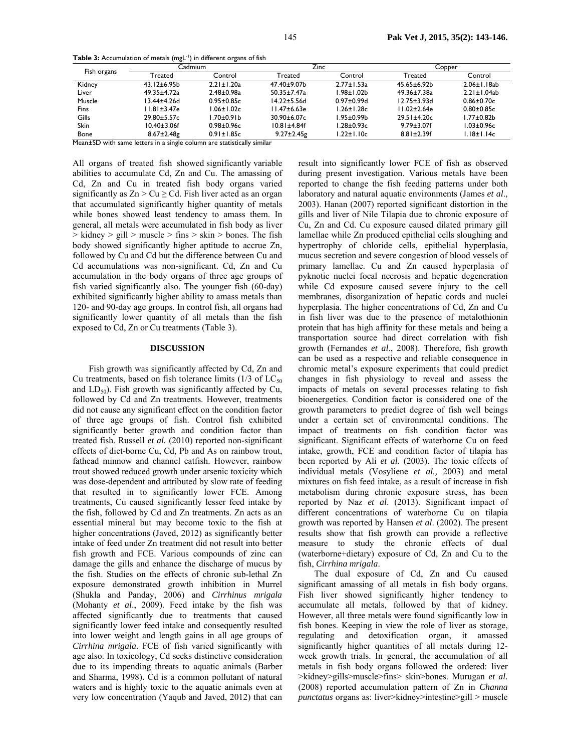**Table 3:** Accumulation of metals ($mgL^{-1}$) in different organs of fish

| Fish organs | Cadmium | | Zinc | | Copper | |
|---|---|---|---|---|---|---|
| | Treated | Control | Treated | Control | Treated | Control |
| Kidney | 43.12±6.95b | 2.21±1.20a | 47.40±9.07b | 2.77±1.53a | 45.65±6.92b | 2.06±1.18ab |
| Liver | 49.35±4.72a | 2.48±0.98a | 50.35±7.47a | 1.98±1.02b | 49.36±7.38a | 2.21±1.04ab |
| Muscle | 13.44±4.26d | 0.95±0.85c | 14.22±5.56d | 0.97±0.99d | 12.75±3.93d | 0.86±0.70c |
| Fins | 11.81±3.47e | 1.06±1.02c | 11.47±6.63e | 1.26±1.28c | 11.02±2.64e | 0.80±0.85c |
| Gills | 29.80±5.57c | 1.70±0.91b | 30.90±6.07c | 1.95±0.99b | 29.51±4.20c | 1.77±0.82b |
| Skin | 10.40±3.06f | 0.98±0.96c | 10.81±4.84f | 1.28±0.93c | 9.79±3.07f | 1.03±0.96c |
| Bone | 8.67±2.48g | 0.91±1.85c | 9.27±2.45g | 1.22±1.10c | 8.81±2.39f | 1.18±1.14c |

Mean±SD with same letters in a single column are statistically similar

All organs of treated fish showed significantly variable abilities to accumulate Cd, Zn and Cu. The amassing of Cd, Zn and Cu in treated fish body organs varied significantly as Zn > Cu ≥ Cd. Fish liver acted as an organ that accumulated significantly higher quantity of metals while bones showed least tendency to amass them. In general, all metals were accumulated in fish body as liver > kidney > gill > muscle > fins > skin > bones. The fish body showed significantly higher aptitude to accrue Zn, followed by Cu and Cd but the difference between Cu and Cd accumulations was non-significant. Cd, Zn and Cu accumulation in the body organs of three age groups of fish varied significantly also. The younger fish (60-day) exhibited significantly higher ability to amass metals than 120- and 90-day age groups. In control fish, all organs had significantly lower quantity of all metals than the fish exposed to Cd, Zn or Cu treatments (Table 3).

## DISCUSSION

Fish growth was significantly affected by Cd, Zn and Cu treatments, based on fish tolerance limits (1/3 of $LC_{50}$ and $LD_{50}$). Fish growth was significantly affected by Cu, followed by Cd and Zn treatments. However, treatments did not cause any significant effect on the condition factor of three age groups of fish. Control fish exhibited significantly better growth and condition factor than treated fish. Russell *et al.* (2010) reported non-significant effects of diet-borne Cu, Cd, Pb and As on rainbow trout, fathead minnow and channel catfish. However, rainbow trout showed reduced growth under arsenic toxicity which was dose-dependent and attributed by slow rate of feeding that resulted in to significantly lower FCE. Among treatments, Cu caused significantly lesser feed intake by the fish, followed by Cd and Zn treatments. Zn acts as an essential mineral but may become toxic to the fish at higher concentrations (Javed, 2012) as significantly better intake of feed under Zn treatment did not result into better fish growth and FCE. Various compounds of zinc can damage the gills and enhance the discharge of mucus by the fish. Studies on the effects of chronic sub-lethal Zn exposure demonstrated growth inhibition in Murrel (Shukla and Panday, 2006) and *Cirrhinus mrigala* (Mohanty *et al*., 2009). Feed intake by the fish was affected significantly due to treatments that caused significantly lower feed intake and consequently resulted into lower weight and length gains in all age groups of *Cirrhina mrigala*. FCE of fish varied significantly with age also. In toxicology, Cd seeks distinctive consideration due to its impending threats to aquatic animals (Barber and Sharma, 1998). Cd is a common pollutant of natural waters and is highly toxic to the aquatic animals even at very low concentration (Yaqub and Javed, 2012) that can result into significantly lower FCE of fish as observed during present investigation. Various metals have been reported to change the fish feeding patterns under both laboratory and natural aquatic environments (James *et al*., 2003). Hanan (2007) reported significant distortion in the gills and liver of Nile Tilapia due to chronic exposure of Cu, Zn and Cd. Cu exposure caused dilated primary gill lamellae while Zn produced epithelial cells sloughing and hypertrophy of chloride cells, epithelial hyperplasia, mucus secretion and severe congestion of blood vessels of primary lamellae. Cu and Zn caused hyperplasia of pyknotic nuclei focal necrosis and hepatic degeneration while Cd exposure caused severe injury to the cell membranes, disorganization of hepatic cords and nuclei hyperplasia. The higher concentrations of Cd, Zn and Cu in fish liver was due to the presence of metalothionin protein that has high affinity for these metals and being a transportation source had direct correlation with fish growth (Fernandes *et al*., 2008). Therefore, fish growth can be used as a respective and reliable consequence in chromic metal's exposure experiments that could predict changes in fish physiology to reveal and assess the impacts of metals on several processes relating to fish bioenergetics. Condition factor is considered one of the growth parameters to predict degree of fish well beings under a certain set of environmental conditions. The impact of treatments on fish condition factor was significant. Significant effects of waterborne Cu on feed intake, growth, FCE and condition factor of tilapia has been reported by Ali *et al.* (2003). The toxic effects of individual metals (Vosyliene *et al.,* 2003) and metal mixtures on fish feed intake, as a result of increase in fish metabolism during chronic exposure stress, has been reported by Naz *et al*. (2013). Significant impact of different concentrations of waterborne Cu on tilapia growth was reported by Hansen *et al*. (2002). The present results show that fish growth can provide a reflective measure to study the chronic effects of dual (waterborne+dietary) exposure of Cd, Zn and Cu to the fish, *Cirrhina mrigala*.

The dual exposure of Cd, Zn and Cu caused significant amassing of all metals in fish body organs. Fish liver showed significantly higher tendency to accumulate all metals, followed by that of kidney. However, all three metals were found significantly low in fish bones. Keeping in view the role of liver as storage, regulating and detoxification organ, it amassed significantly higher quantities of all metals during 12-week growth trials. In general, the accumulation of all metals in fish body organs followed the ordered: liver >kidney>gills>muscle>fins> skin>bones. Murugan *et al.* (2008) reported accumulation pattern of Zn in *Channa punctatus* organs as: liver>kidney>intestine>gill > muscle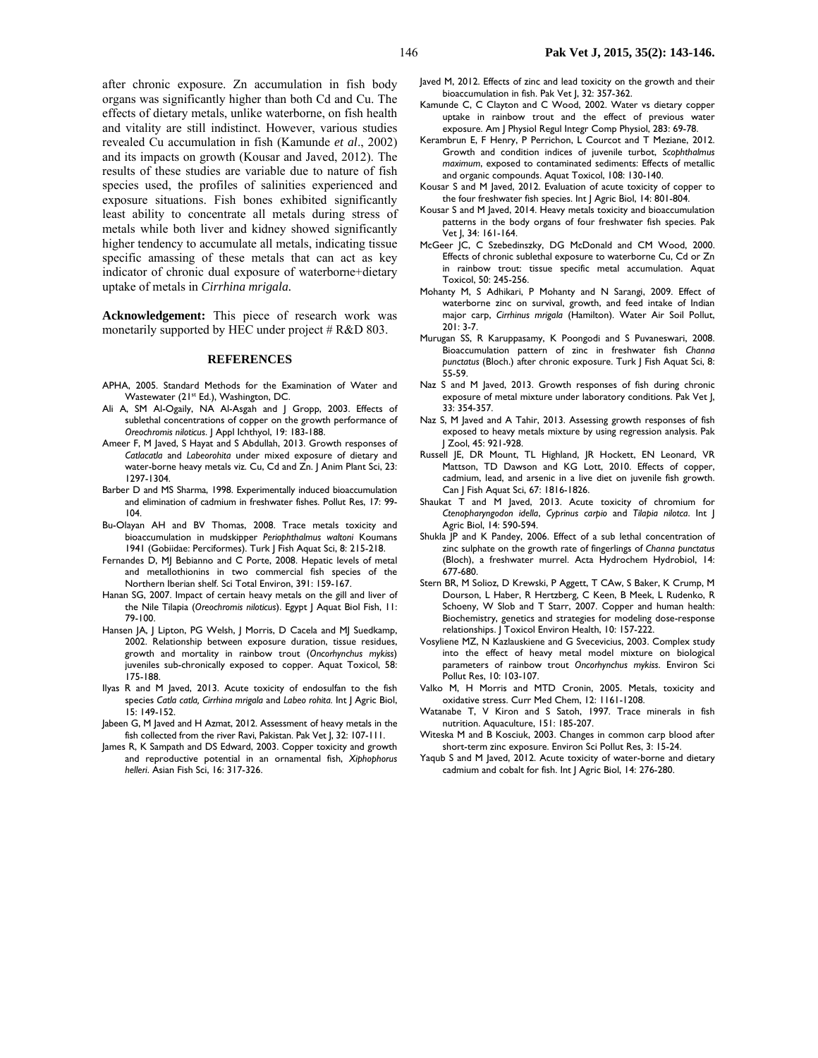after chronic exposure. Zn accumulation in fish body organs was significantly higher than both Cd and Cu. The effects of dietary metals, unlike waterborne, on fish health and vitality are still indistinct. However, various studies revealed Cu accumulation in fish (Kamunde *et al*., 2002) and its impacts on growth (Kousar and Javed, 2012). The results of these studies are variable due to nature of fish species used, the profiles of salinities experienced and exposure situations. Fish bones exhibited significantly least ability to concentrate all metals during stress of metals while both liver and kidney showed significantly higher tendency to accumulate all metals, indicating tissue specific amassing of these metals that can act as key indicator of chronic dual exposure of waterborne+dietary uptake of metals in *Cirrhina mrigala.*

**Acknowledgement:** This piece of research work was monetarily supported by HEC under project # R&D 803.

## REFERENCES

APHA, 2005. Standard Methods for the Examination of Water and Wastewater (21st Ed.), Washington, DC.

Ali A, SM Al-Ogaily, NA Al-Asgah and J Gropp, 2003. Effects of sublethal concentrations of copper on the growth performance of *Oreochromis niloticus*. J Appl Ichthyol, 19: 183-188.

Ameer F, M Javed, S Hayat and S Abdullah, 2013. Growth responses of *Catlacatla* and *Labeorohita* under mixed exposure of dietary and water-borne heavy metals viz. Cu, Cd and Zn. J Anim Plant Sci, 23: 1297-1304.

Barber D and MS Sharma, 1998. Experimentally induced bioaccumulation and elimination of cadmium in freshwater fishes. Pollut Res, 17: 99-104.

Bu-Olayan AH and BV Thomas, 2008. Trace metals toxicity and bioaccumulation in mudskipper *Periophthalmus waltoni* Koumans 1941 (Gobiidae: Perciformes). Turk J Fish Aquat Sci, 8: 215-218.

Fernandes D, MJ Bebianno and C Porte, 2008. Hepatic levels of metal and metallothionins in two commercial fish species of the Northern Iberian shelf. Sci Total Environ, 391: 159-167.

Hanan SG, 2007. Impact of certain heavy metals on the gill and liver of the Nile Tilapia (*Oreochromis niloticus*). Egypt J Aquat Biol Fish, 11: 79-100.

Hansen JA, J Lipton, PG Welsh, J Morris, D Cacela and MJ Suedkamp, 2002. Relationship between exposure duration, tissue residues, growth and mortality in rainbow trout (*Oncorhynchus mykiss*) juveniles sub-chronically exposed to copper. Aquat Toxicol, 58: 175-188.

Ilyas R and M Javed, 2013. Acute toxicity of endosulfan to the fish species *Catla catla, Cirrhina mrigala* and *Labeo rohita.* Int J Agric Biol, 15: 149-152.

Jabeen G, M Javed and H Azmat, 2012. Assessment of heavy metals in the fish collected from the river Ravi, Pakistan. Pak Vet J, 32: 107-111.

James R, K Sampath and DS Edward, 2003. Copper toxicity and growth and reproductive potential in an ornamental fish, *Xiphophorus helleri*. Asian Fish Sci, 16: 317-326.

Javed M, 2012. Effects of zinc and lead toxicity on the growth and their bioaccumulation in fish. Pak Vet J, 32: 357-362.

Kamunde C, C Clayton and C Wood, 2002. Water vs dietary copper uptake in rainbow trout and the effect of previous water exposure. Am J Physiol Regul Integr Comp Physiol, 283: 69-78.

Kerambrun E, F Henry, P Perrichon, L Courcot and T Meziane, 2012. Growth and condition indices of juvenile turbot, *Scophthalmus maximum*, exposed to contaminated sediments: Effects of metallic and organic compounds. Aquat Toxicol, 108: 130-140.

Kousar S and M Javed, 2012. Evaluation of acute toxicity of copper to the four freshwater fish species. Int J Agric Biol, 14: 801-804.

Kousar S and M Javed, 2014. Heavy metals toxicity and bioaccumulation patterns in the body organs of four freshwater fish species. Pak Vet J, 34: 161-164.

McGeer JC, C Szebedinszky, DG McDonald and CM Wood, 2000. Effects of chronic sublethal exposure to waterborne Cu, Cd or Zn in rainbow trout: tissue specific metal accumulation. Aquat Toxicol, 50: 245-256.

Mohanty M, S Adhikari, P Mohanty and N Sarangi, 2009. Effect of waterborne zinc on survival, growth, and feed intake of Indian major carp, *Cirrhinus mrigala* (Hamilton). Water Air Soil Pollut, 201: 3-7.

Murugan SS, R Karuppasamy, K Poongodi and S Puvaneswari, 2008. Bioaccumulation pattern of zinc in freshwater fish *Channa punctatus* (Bloch.) after chronic exposure. Turk J Fish Aquat Sci, 8: 55-59.

Naz S and M Javed, 2013. Growth responses of fish during chronic exposure of metal mixture under laboratory conditions. Pak Vet J, 33: 354-357.

Naz S, M Javed and A Tahir, 2013. Assessing growth responses of fish exposed to heavy metals mixture by using regression analysis. Pak J Zool, 45: 921-928.

Russell JE, DR Mount, TL Highland, JR Hockett, EN Leonard, VR Mattson, TD Dawson and KG Lott, 2010. Effects of copper, cadmium, lead, and arsenic in a live diet on juvenile fish growth. Can J Fish Aquat Sci, 67: 1816-1826.

Shaukat T and M Javed, 2013. Acute toxicity of chromium for *Ctenopharyngodon idella*, *Cyprinus carpio* and *Tilapia nilotca*. Int J Agric Biol, 14: 590-594.

Shukla JP and K Pandey, 2006. Effect of a sub lethal concentration of zinc sulphate on the growth rate of fingerlings of *Channa punctatus* (Bloch), a freshwater murrel. Acta Hydrochem Hydrobiol, 14: 677-680.

Stern BR, M Solioz, D Krewski, P Aggett, T CAw, S Baker, K Crump, M Dourson, L Haber, R Hertzberg, C Keen, B Meek, L Rudenko, R Schoeny, W Slob and T Starr, 2007. Copper and human health: Biochemistry, genetics and strategies for modeling dose-response relationships. J Toxicol Environ Health, 10: 157-222.

Vosyliene MZ, N Kazlauskiene and G Svecevicius, 2003. Complex study into the effect of heavy metal model mixture on biological parameters of rainbow trout *Oncorhynchus mykiss*. Environ Sci Pollut Res, 10: 103-107.

Valko M, H Morris and MTD Cronin, 2005. Metals, toxicity and oxidative stress. Curr Med Chem, 12: 1161-1208.

Watanabe T, V Kiron and S Satoh, 1997. Trace minerals in fish nutrition. Aquaculture, 151: 185-207.

Witeska M and B Kosciuk, 2003. Changes in common carp blood after short-term zinc exposure. Environ Sci Pollut Res, 3: 15-24.

Yaqub S and M Javed, 2012. Acute toxicity of water-borne and dietary cadmium and cobalt for fish. Int J Agric Biol, 14: 276-280.